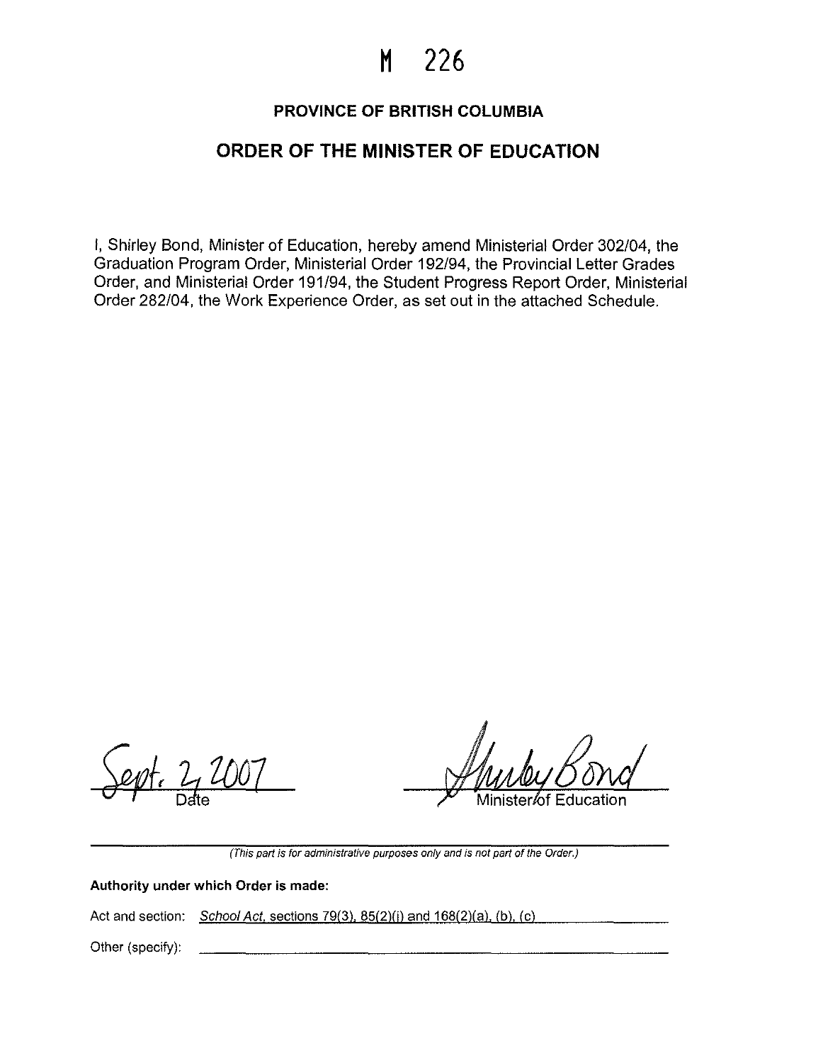# M 226

## PROVINCE OF BRITISH COLUMBIA

## ORDER OF THE MINISTER OF EDUCATION

I, Shirley Bond, Minister of Education, hereby amend Ministerial Order 302/04, the Graduation Program Order, Ministerial Order 192/94, the Provincial Letter Grades Order, and Ministerial Order 191/94, the Student Progress Report Order, Ministerial Order 282/04, the Work Experience Order, as set out in the attached Schedule.

Sept. 7, 2007
Date

Shirley Bond
Minister of Education

*(This part is for administrative purposes only and is not part of the Order.)*

**Authority under which Order is made:**

Act and section: *School Act*, sections 79(3), 85(2)(i) and 168(2)(a), (b), (c)

Other (specify):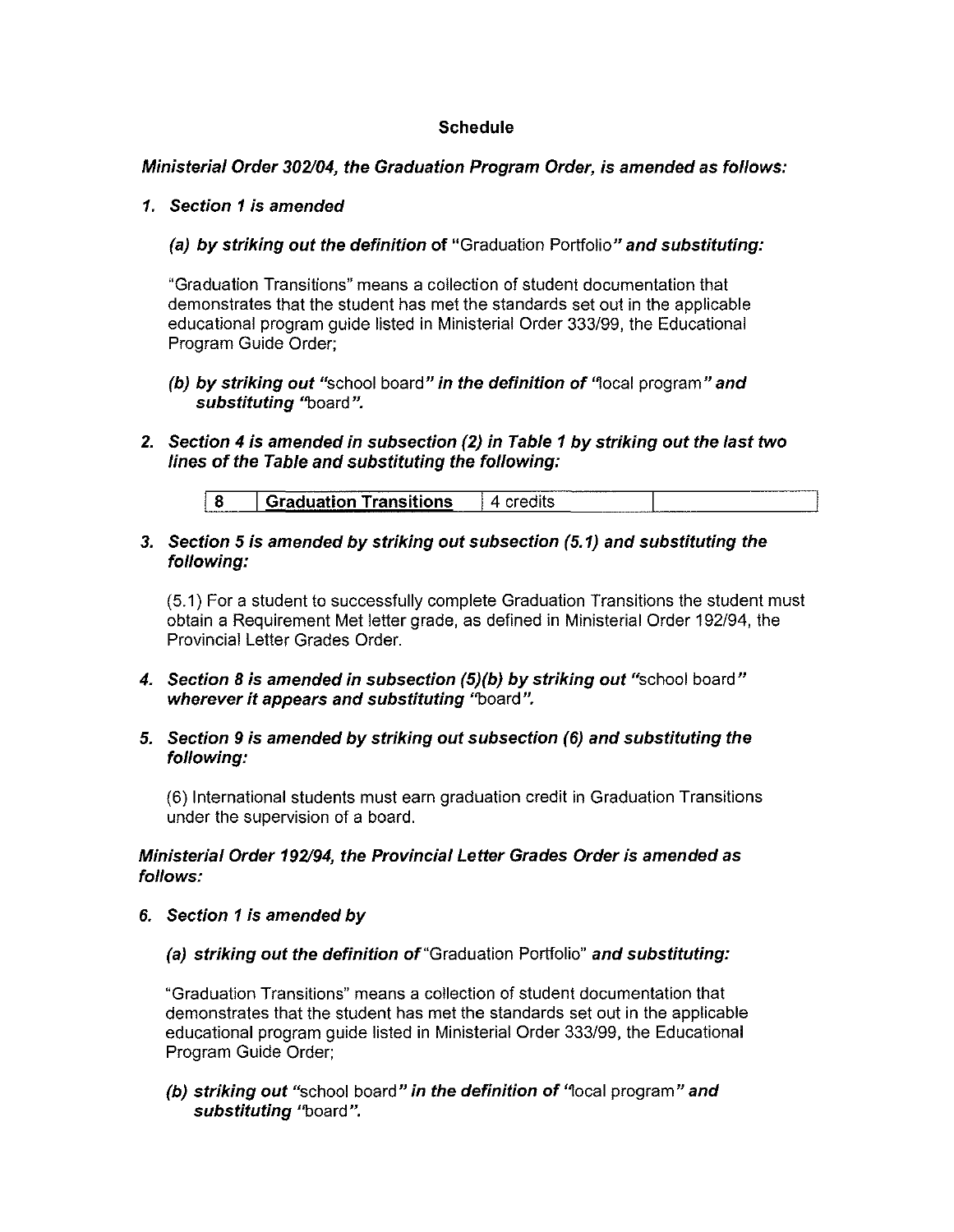**Schedule**

***Ministerial Order 302/04, the Graduation Program Order, is amended as follows:***

***1. Section 1 is amended***

***(a) by striking out the definition* of "Graduation Portfolio" *and substituting:***

"Graduation Transitions" means a collection of student documentation that demonstrates that the student has met the standards set out in the applicable educational program guide listed in Ministerial Order 333/99, the Educational Program Guide Order;

***(b) by striking out* "school board" *in the definition of* "local program" *and substituting* "board".**

***2. Section 4 is amended in subsection (2) in Table 1 by striking out the last two lines of the Table and substituting the following:***

| 8 | **Graduation Transitions** | 4 credits | |
|---|---|---|---|

***3. Section 5 is amended by striking out subsection (5.1) and substituting the following:***

(5.1) For a student to successfully complete Graduation Transitions the student must obtain a Requirement Met letter grade, as defined in Ministerial Order 192/94, the Provincial Letter Grades Order.

***4. Section 8 is amended in subsection (5)(b) by striking out* "school board" *wherever it appears and substituting* "board".**

***5. Section 9 is amended by striking out subsection (6) and substituting the following:***

(6) International students must earn graduation credit in Graduation Transitions under the supervision of a board.

***Ministerial Order 192/94, the Provincial Letter Grades Order is amended as follows:***

***6. Section 1 is amended by***

***(a) striking out the definition of* "Graduation Portfolio" *and substituting:***

"Graduation Transitions" means a collection of student documentation that demonstrates that the student has met the standards set out in the applicable educational program guide listed in Ministerial Order 333/99, the Educational Program Guide Order;

***(b) striking out* "school board" *in the definition of* "local program" *and substituting* "board".**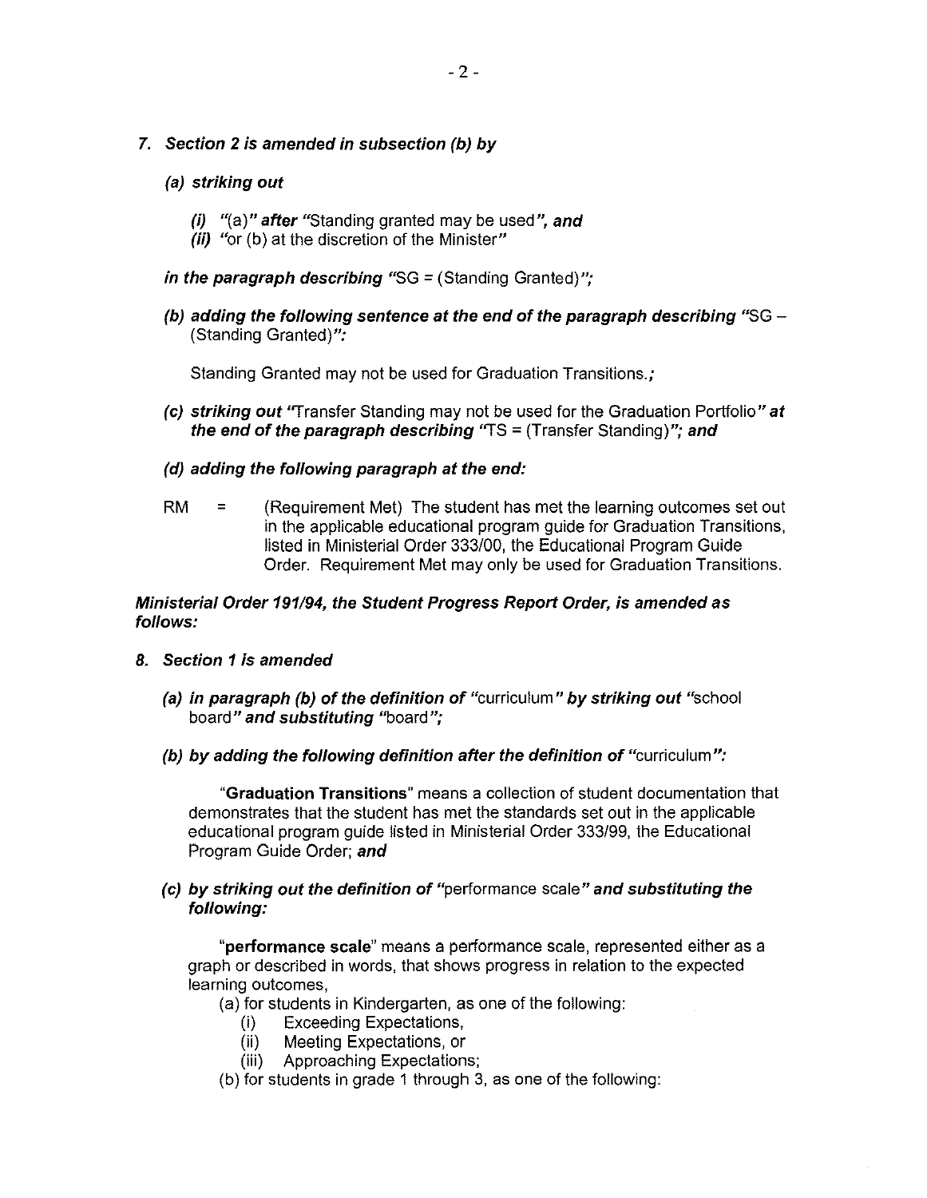***7. Section 2 is amended in subsection (b) by***

***(a) striking out***

***(i)*** *"*(a)*" **after** "*Standing granted may be used*", **and***

***(ii)*** *"*or (b) at the discretion of the Minister*"*

***in the paragraph describing*** *"*SG = (Standing Granted)*";*

***(b) adding the following sentence at the end of the paragraph describing*** *"*SG – (Standing Granted)*":*

Standing Granted may not be used for Graduation Transitions.*;*

***(c) striking out*** *"*Transfer Standing may not be used for the Graduation Portfolio*" **at the end of the paragraph describing*** *"*TS = (Transfer Standing)*"; **and***

***(d) adding the following paragraph at the end:***

RM = (Requirement Met) The student has met the learning outcomes set out in the applicable educational program guide for Graduation Transitions, listed in Ministerial Order 333/00, the Educational Program Guide Order. Requirement Met may only be used for Graduation Transitions.

***Ministerial Order 191/94, the Student Progress Report Order, is amended as follows:***

***8. Section 1 is amended***

***(a) in paragraph (b) of the definition of*** *"*curriculum*" **by striking out*** *"*school board*" **and substituting*** *"*board*";*

***(b) by adding the following definition after the definition of*** *"*curriculum*":*

"**Graduation Transitions**" means a collection of student documentation that demonstrates that the student has met the standards set out in the applicable educational program guide listed in Ministerial Order 333/99, the Educational Program Guide Order; ***and***

***(c) by striking out the definition of*** *"*performance scale*" **and substituting the following:***

"**performance scale**" means a performance scale, represented either as a graph or described in words, that shows progress in relation to the expected learning outcomes,

(a) for students in Kindergarten, as one of the following:

(i) Exceeding Expectations,

(ii) Meeting Expectations, or

(iii) Approaching Expectations;

(b) for students in grade 1 through 3, as one of the following: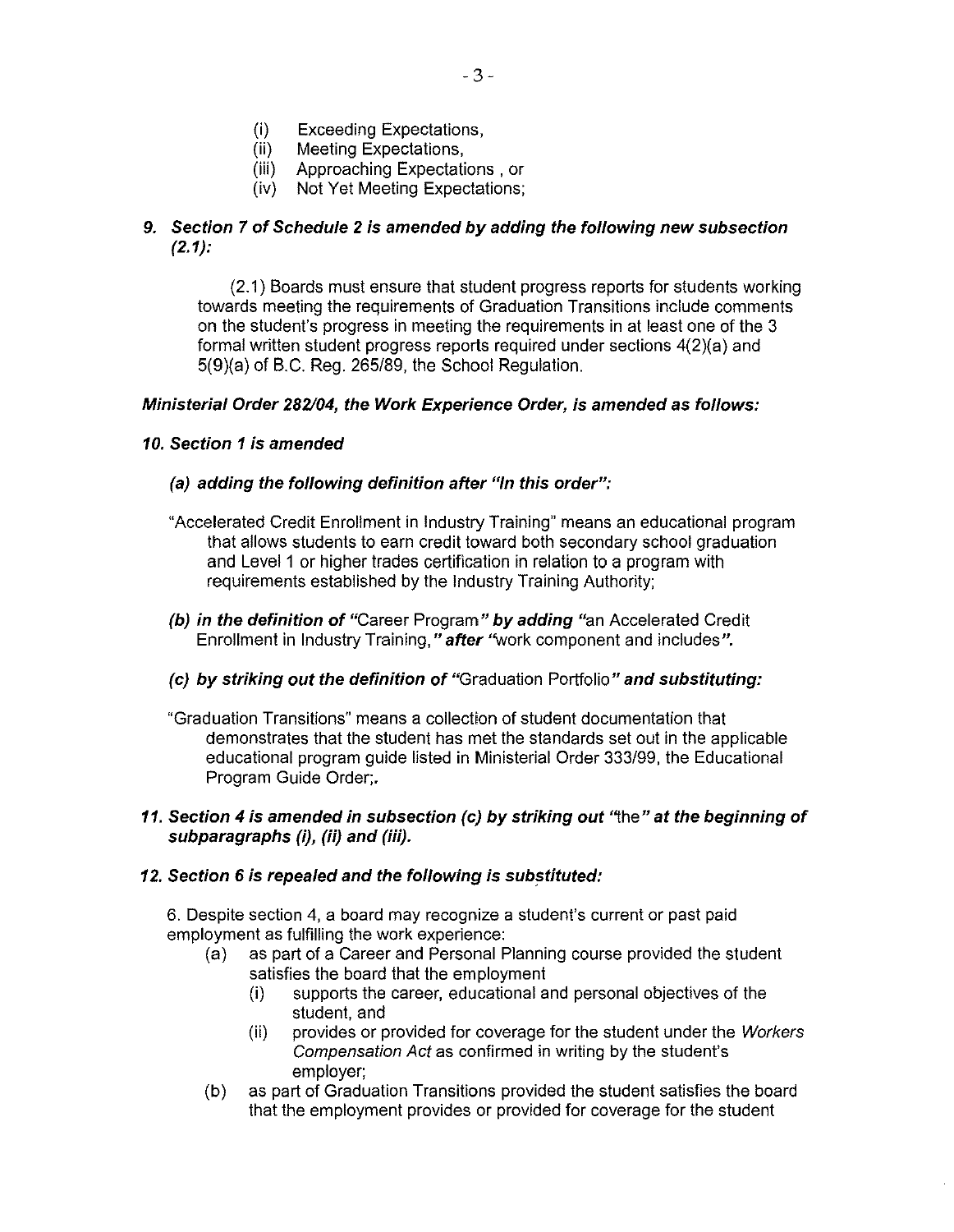(i) Exceeding Expectations,
(ii) Meeting Expectations,
(iii) Approaching Expectations , or
(iv) Not Yet Meeting Expectations;

**9. *Section 7 of Schedule 2 is amended by adding the following new subsection (2.1):***

(2.1) Boards must ensure that student progress reports for students working towards meeting the requirements of Graduation Transitions include comments on the student's progress in meeting the requirements in at least one of the 3 formal written student progress reports required under sections 4(2)(a) and 5(9)(a) of B.C. Reg. 265/89, the School Regulation.

***Ministerial Order 282/04, the Work Experience Order, is amended as follows:***

**10. *Section 1 is amended***

***(a) adding the following definition after "In this order":***

"Accelerated Credit Enrollment in Industry Training" means an educational program that allows students to earn credit toward both secondary school graduation and Level 1 or higher trades certification in relation to a program with requirements established by the Industry Training Authority;

***(b) in the definition of*** "Career Program" ***by adding*** "an Accelerated Credit Enrollment in Industry Training," ***after*** "work component and includes".

***(c) by striking out the definition of*** "Graduation Portfolio" ***and substituting:***

"Graduation Transitions" means a collection of student documentation that demonstrates that the student has met the standards set out in the applicable educational program guide listed in Ministerial Order 333/99, the Educational Program Guide Order;.

**11. *Section 4 is amended in subsection (c) by striking out "the" at the beginning of subparagraphs (i), (ii) and (iii).***

**12. *Section 6 is repealed and the following is substituted:***

6. Despite section 4, a board may recognize a student's current or past paid employment as fulfilling the work experience:

(a) as part of a Career and Personal Planning course provided the student satisfies the board that the employment
  (i) supports the career, educational and personal objectives of the student, and
  (ii) provides or provided for coverage for the student under the *Workers Compensation Act* as confirmed in writing by the student's employer;

(b) as part of Graduation Transitions provided the student satisfies the board that the employment provides or provided for coverage for the student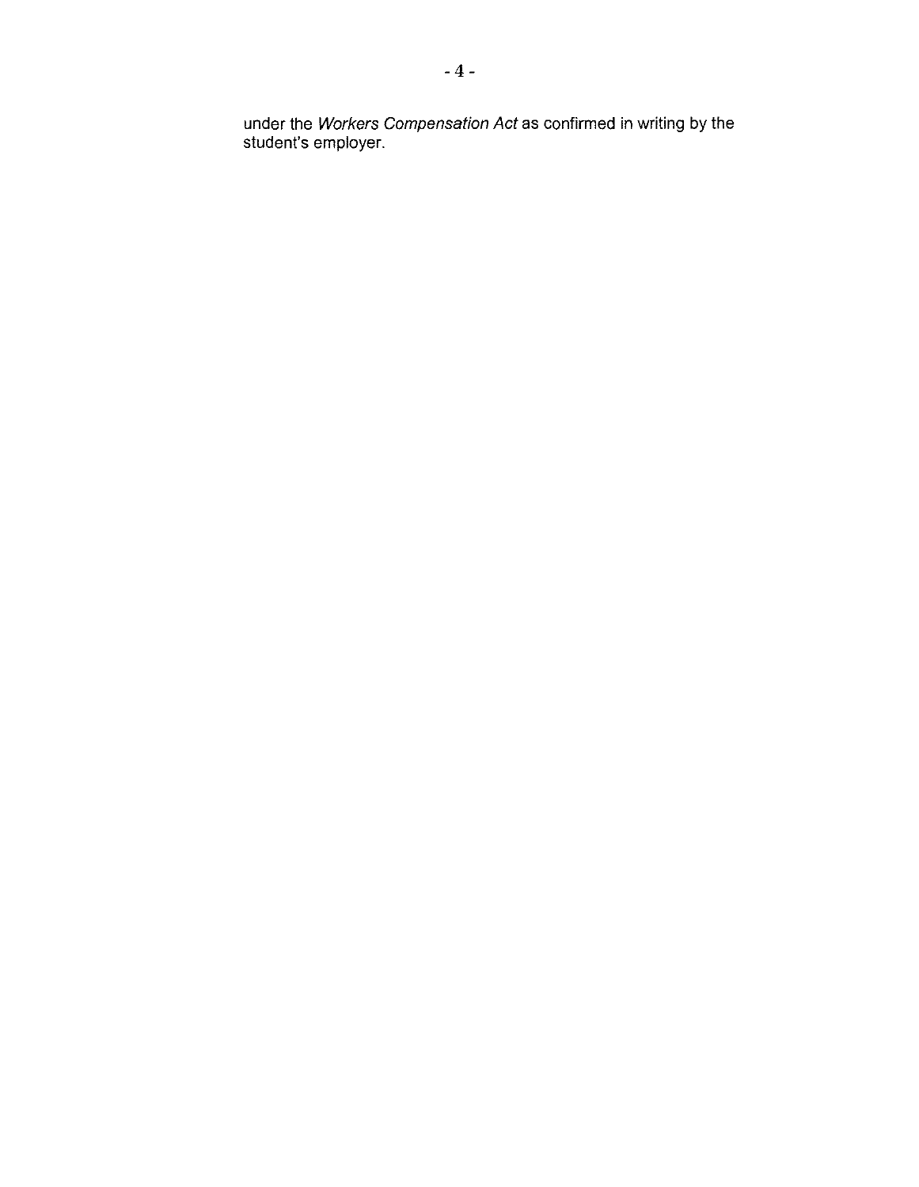under the *Workers Compensation Act* as confirmed in writing by the student's employer.